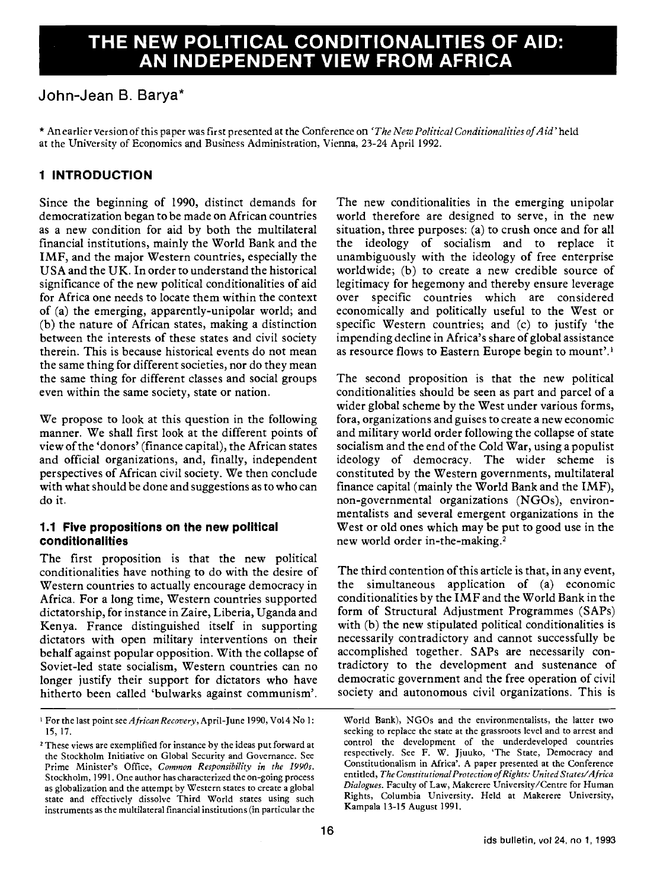# THE NEW POLITICAL CONDITIONALITIES OF AID: AN INDEPENDENT VIEW FROM AFRICA

## John-Jean B. Barya*

\* An earlier version of this paper was first presented at the Conference on *'The New Political Conditionalities of Aid'* held at the University of Economics and Business Administration, Vienna, 23-24 April 1992.

### 1 INTRODUCTION

Since the beginning of 1990, distinct demands for democratization began to be made on African countries as a new condition for aid by both the multilateral financial institutions, mainly the World Bank and the IMF, and the major Western countries, especially the USA and the UK. In order to understand the historical significance of the new political conditionalities of aid for Africa one needs to locate them within the context of (a) the emerging, apparently-unipolar world; and (b) the nature of African states, making a distinction between the interests of these states and civil society therein. This is because historical events do not mean the same thing for different societies, nor do they mean the same thing for different classes and social groups even within the same society, state or nation.

We propose to look at this question in the following manner. We shall first look at the different points of view of the 'donors' (finance capital), the African states and official organizations, and, finally, independent perspectives of African civil society. We then conclude with what should be done and suggestions as to who can do it.

#### 1.1 Five propositions on the new political conditionalities

The first proposition is that the new political conditionalities have nothing to do with the desire of Western countries to actually encourage democracy in Africa. For a long time, Western countries supported dictatorship, for instance in Zaire, Liberia, Uganda and Kenya. France distinguished itself in supporting dictators with open military interventions on their behalf against popular opposition. With the collapse of Soviet-led state socialism, Western countries can no longer justify their support for dictators who have hitherto been called 'bulwarks against communism'.

The new conditionalities in the emerging unipolar world therefore are designed to serve, in the new situation, three purposes: (a) to crush once and for all the ideology of socialism and to replace it unambiguously with the ideology of free enterprise worldwide; (b) to create a new credible source of legitimacy for hegemony and thereby ensure leverage over specific countries which are considered economically and politically useful to the West or specific Western countries; and (c) to justify 'the impending decline in Africa's share of global assistance as resource flows to Eastern Europe begin to mount'.[1]

The second proposition is that the new political conditionalities should be seen as part and parcel of a wider global scheme by the West under various forms, fora, organizations and guises to create a new economic and military world order following the collapse of state socialism and the end of the Cold War, using a populist ideology of democracy. The wider scheme is constituted by the Western governments, multilateral finance capital (mainly the World Bank and the IMF), non-governmental organizations (NGOs), environmentalists and several emergent organizations in the West or old ones which may be put to good use in the new world order in-the-making.[2]

The third contention of this article is that, in any event, the simultaneous application of (a) economic conditionalities by the IMF and the World Bank in the form of Structural Adjustment Programmes (SAPs) with (b) the new stipulated political conditionalities is necessarily contradictory and cannot successfully be accomplished together. SAPs are necessarily contradictory to the development and sustenance of democratic government and the free operation of civil society and autonomous civil organizations. This is

---

[1] For the last point see *African Recovery*, April-June 1990, Vol 4 No 1: 15, 17.

[2] These views are exemplified for instance by the ideas put forward at the Stockholm Initiative on Global Security and Governance. See Prime Minister's Office, *Common Responsibility in the 1990s*. Stockholm, 1991. One author has characterized the on-going process as globalization and the attempt by Western states to create a global state and effectively dissolve Third World states using such instruments as the multilateral financial institutions (in particular the World Bank), NGOs and the environmentalists, the latter two seeking to replace the state at the grassroots level and to arrest and control the development of the underdeveloped countries respectively. See F. W. Jjuuko, 'The State, Democracy and Constitutionalism in Africa'. A paper presented at the Conference entitled, *The Constitutional Protection of Rights: United States/Africa Dialogues*. Faculty of Law, Makerere University/Centre for Human Rights, Columbia University. Held at Makerere University, Kampala 13-15 August 1991.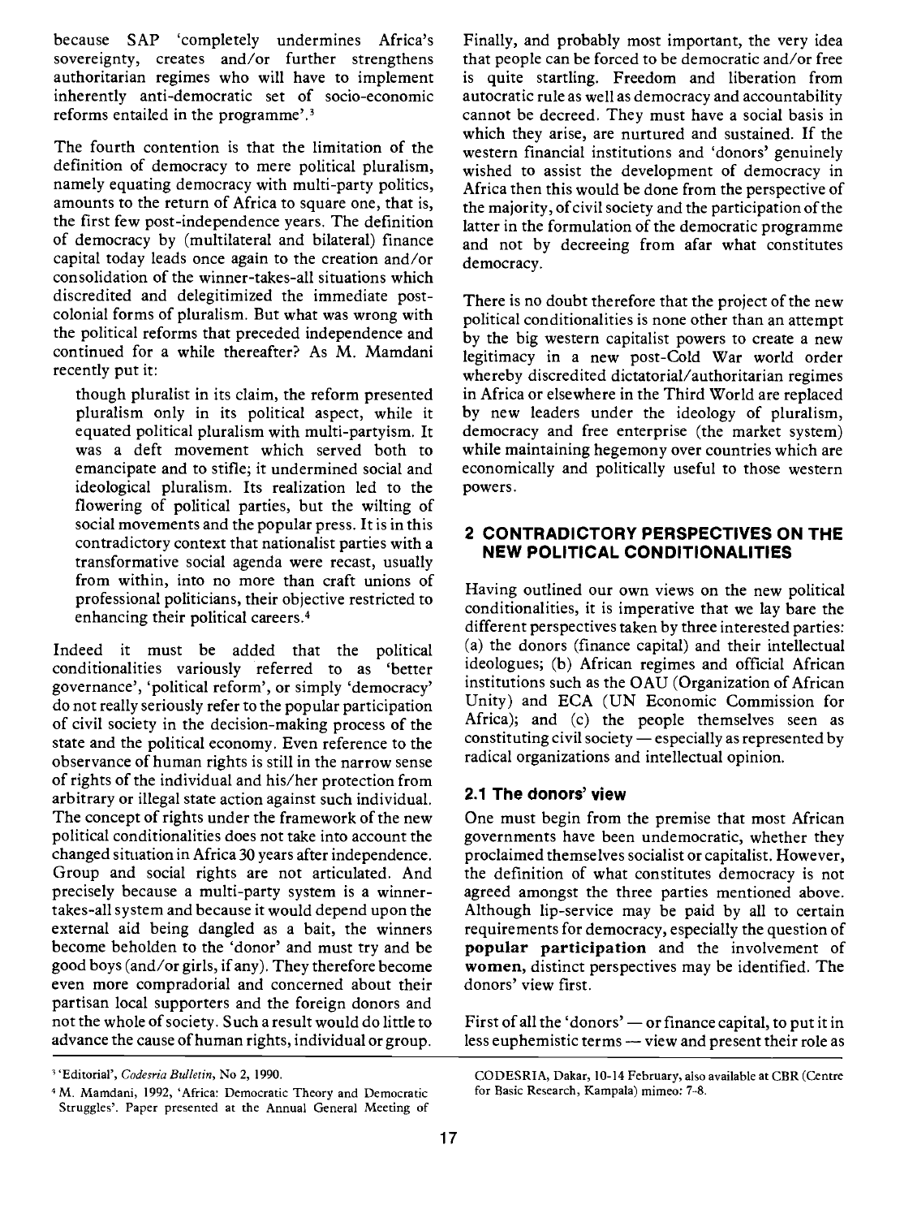because SAP 'completely undermines Africa's sovereignty, creates and/or further strengthens authoritarian regimes who will have to implement inherently anti-democratic set of socio-economic reforms entailed in the programme'.[3]

The fourth contention is that the limitation of the definition of democracy to mere political pluralism, namely equating democracy with multi-party politics, amounts to the return of Africa to square one, that is, the first few post-independence years. The definition of democracy by (multilateral and bilateral) finance capital today leads once again to the creation and/or consolidation of the winner-takes-all situations which discredited and delegitimized the immediate post-colonial forms of pluralism. But what was wrong with the political reforms that preceded independence and continued for a while thereafter? As M. Mamdani recently put it:

> though pluralist in its claim, the reform presented pluralism only in its political aspect, while it equated political pluralism with multi-partyism. It was a deft movement which served both to emancipate and to stifle; it undermined social and ideological pluralism. Its realization led to the flowering of political parties, but the wilting of social movements and the popular press. It is in this contradictory context that nationalist parties with a transformative social agenda were recast, usually from within, into no more than craft unions of professional politicians, their objective restricted to enhancing their political careers.[4]

Indeed it must be added that the political conditionalities variously referred to as 'better governance', 'political reform', or simply 'democracy' do not really seriously refer to the popular participation of civil society in the decision-making process of the state and the political economy. Even reference to the observance of human rights is still in the narrow sense of rights of the individual and his/her protection from arbitrary or illegal state action against such individual. The concept of rights under the framework of the new political conditionalities does not take into account the changed situation in Africa 30 years after independence. Group and social rights are not articulated. And precisely because a multi-party system is a winner-takes-all system and because it would depend upon the external aid being dangled as a bait, the winners become beholden to the 'donor' and must try and be good boys (and/or girls, if any). They therefore become even more compradorial and concerned about their partisan local supporters and the foreign donors and not the whole of society. Such a result would do little to advance the cause of human rights, individual or group.

Finally, and probably most important, the very idea that people can be forced to be democratic and/or free is quite startling. Freedom and liberation from autocratic rule as well as democracy and accountability cannot be decreed. They must have a social basis in which they arise, are nurtured and sustained. If the western financial institutions and 'donors' genuinely wished to assist the development of democracy in Africa then this would be done from the perspective of the majority, of civil society and the participation of the latter in the formulation of the democratic programme and not by decreeing from afar what constitutes democracy.

There is no doubt therefore that the project of the new political conditionalities is none other than an attempt by the big western capitalist powers to create a new legitimacy in a new post-Cold War world order whereby discredited dictatorial/authoritarian regimes in Africa or elsewhere in the Third World are replaced by new leaders under the ideology of pluralism, democracy and free enterprise (the market system) while maintaining hegemony over countries which are economically and politically useful to those western powers.

## 2 CONTRADICTORY PERSPECTIVES ON THE NEW POLITICAL CONDITIONALITIES

Having outlined our own views on the new political conditionalities, it is imperative that we lay bare the different perspectives taken by three interested parties: (a) the donors (finance capital) and their intellectual ideologues; (b) African regimes and official African institutions such as the OAU (Organization of African Unity) and ECA (UN Economic Commission for Africa); and (c) the people themselves seen as constituting civil society — especially as represented by radical organizations and intellectual opinion.

### 2.1 The donors' view

One must begin from the premise that most African governments have been undemocratic, whether they proclaimed themselves socialist or capitalist. However, the definition of what constitutes democracy is not agreed amongst the three parties mentioned above. Although lip-service may be paid by all to certain requirements for democracy, especially the question of **popular participation** and the involvement of **women**, distinct perspectives may be identified. The donors' view first.

First of all the 'donors' — or finance capital, to put it in less euphemistic terms — view and present their role as

---

[3] 'Editorial', *Codesria Bulletin*, No 2, 1990.

[4] M. Mamdani, 1992, 'Africa: Democratic Theory and Democratic Struggles'. Paper presented at the Annual General Meeting of CODESRIA, Dakar, 10-14 February, also available at CBR (Centre for Basic Research, Kampala) mimeo: 7-8.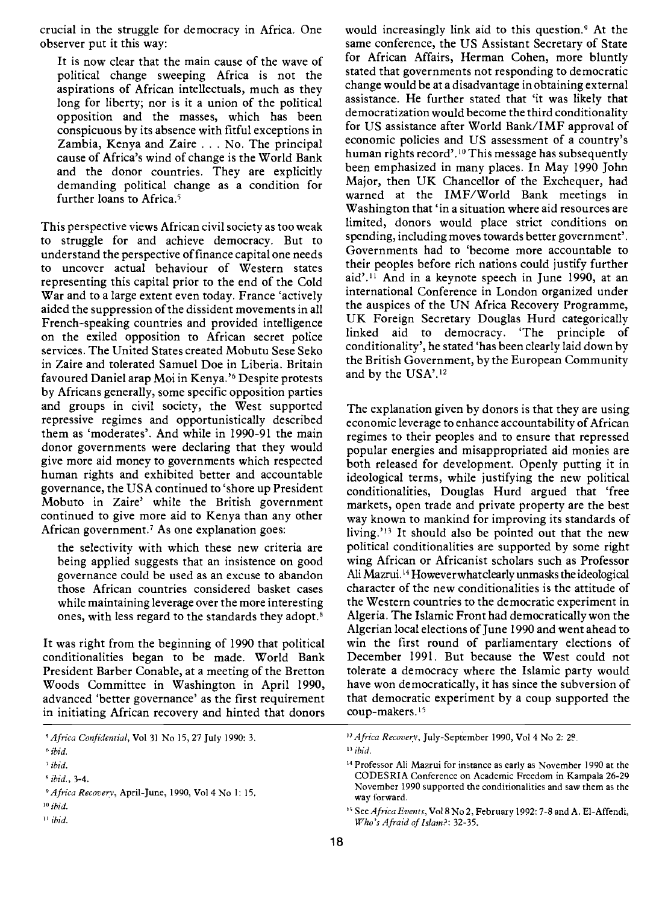crucial in the struggle for democracy in Africa. One observer put it this way:

> It is now clear that the main cause of the wave of political change sweeping Africa is not the aspirations of African intellectuals, much as they long for liberty; nor is it a union of the political opposition and the masses, which has been conspicuous by its absence with fitful exceptions in Zambia, Kenya and Zaire . . . No. The principal cause of Africa's wind of change is the World Bank and the donor countries. They are explicitly demanding political change as a condition for further loans to Africa.[5]

This perspective views African civil society as too weak to struggle for and achieve democracy. But to understand the perspective of finance capital one needs to uncover actual behaviour of Western states representing this capital prior to the end of the Cold War and to a large extent even today. France 'actively aided the suppression of the dissident movements in all French-speaking countries and provided intelligence on the exiled opposition to African secret police services. The United States created Mobutu Sese Seko in Zaire and tolerated Samuel Doe in Liberia. Britain favoured Daniel arap Moi in Kenya.'[6] Despite protests by Africans generally, some specific opposition parties and groups in civil society, the West supported repressive regimes and opportunistically described them as 'moderates'. And while in 1990-91 the main donor governments were declaring that they would give more aid money to governments which respected human rights and exhibited better and accountable governance, the USA continued to 'shore up President Mobuto in Zaire' while the British government continued to give more aid to Kenya than any other African government.[7] As one explanation goes:

> the selectivity with which these new criteria are being applied suggests that an insistence on good governance could be used as an excuse to abandon those African countries considered basket cases while maintaining leverage over the more interesting ones, with less regard to the standards they adopt.[8]

It was right from the beginning of 1990 that political conditionalities began to be made. World Bank President Barber Conable, at a meeting of the Bretton Woods Committee in Washington in April 1990, advanced 'better governance' as the first requirement in initiating African recovery and hinted that donors would increasingly link aid to this question.[9] At the same conference, the US Assistant Secretary of State for African Affairs, Herman Cohen, more bluntly stated that governments not responding to democratic change would be at a disadvantage in obtaining external assistance. He further stated that 'it was likely that democratization would become the third conditionality for US assistance after World Bank/IMF approval of economic policies and US assessment of a country's human rights record'.[10] This message has subsequently been emphasized in many places. In May 1990 John Major, then UK Chancellor of the Exchequer, had warned at the IMF/World Bank meetings in Washington that 'in a situation where aid resources are limited, donors would place strict conditions on spending, including moves towards better government'. Governments had to 'become more accountable to their peoples before rich nations could justify further aid'.[11] And in a keynote speech in June 1990, at an international Conference in London organized under the auspices of the UN Africa Recovery Programme, UK Foreign Secretary Douglas Hurd categorically linked aid to democracy. 'The principle of conditionality', he stated 'has been clearly laid down by the British Government, by the European Community and by the USA'.[12]

The explanation given by donors is that they are using economic leverage to enhance accountability of African regimes to their peoples and to ensure that repressed popular energies and misappropriated aid monies are both released for development. Openly putting it in ideological terms, while justifying the new political conditionalities, Douglas Hurd argued that 'free markets, open trade and private property are the best way known to mankind for improving its standards of living.'[13] It should also be pointed out that the new political conditionalities are supported by some right wing African or Africanist scholars such as Professor Ali Mazrui.[14] However what clearly unmasks the ideological character of the new conditionalities is the attitude of the Western countries to the democratic experiment in Algeria. The Islamic Front had democratically won the Algerian local elections of June 1990 and went ahead to win the first round of parliamentary elections of December 1991. But because the West could not tolerate a democracy where the Islamic party would have won democratically, it has since the subversion of that democratic experiment by a coup supported the coup-makers.[15]

---

[5] *Africa Confidential*, Vol 31 No 15, 27 July 1990: 3.

[6] *ibid.*

[7] *ibid.*

[8] *ibid.*, 3-4.

[9] *Africa Recovery*, April-June, 1990, Vol 4 No 1: 15.

[10] *ibid.*

[11] *ibid.*

[12] *Africa Recovery*, July-September 1990, Vol 4 No 2: 29.

[13] *ibid.*

[14] Professor Ali Mazrui for instance as early as November 1990 at the CODESRIA Conference on Academic Freedom in Kampala 26-29 November 1990 supported the conditionalities and saw them as the way forward.

[15] See *Africa Events*, Vol 8 No 2, February 1992: 7-8 and A. El-Affendi, *Who's Afraid of Islam?*: 32-35.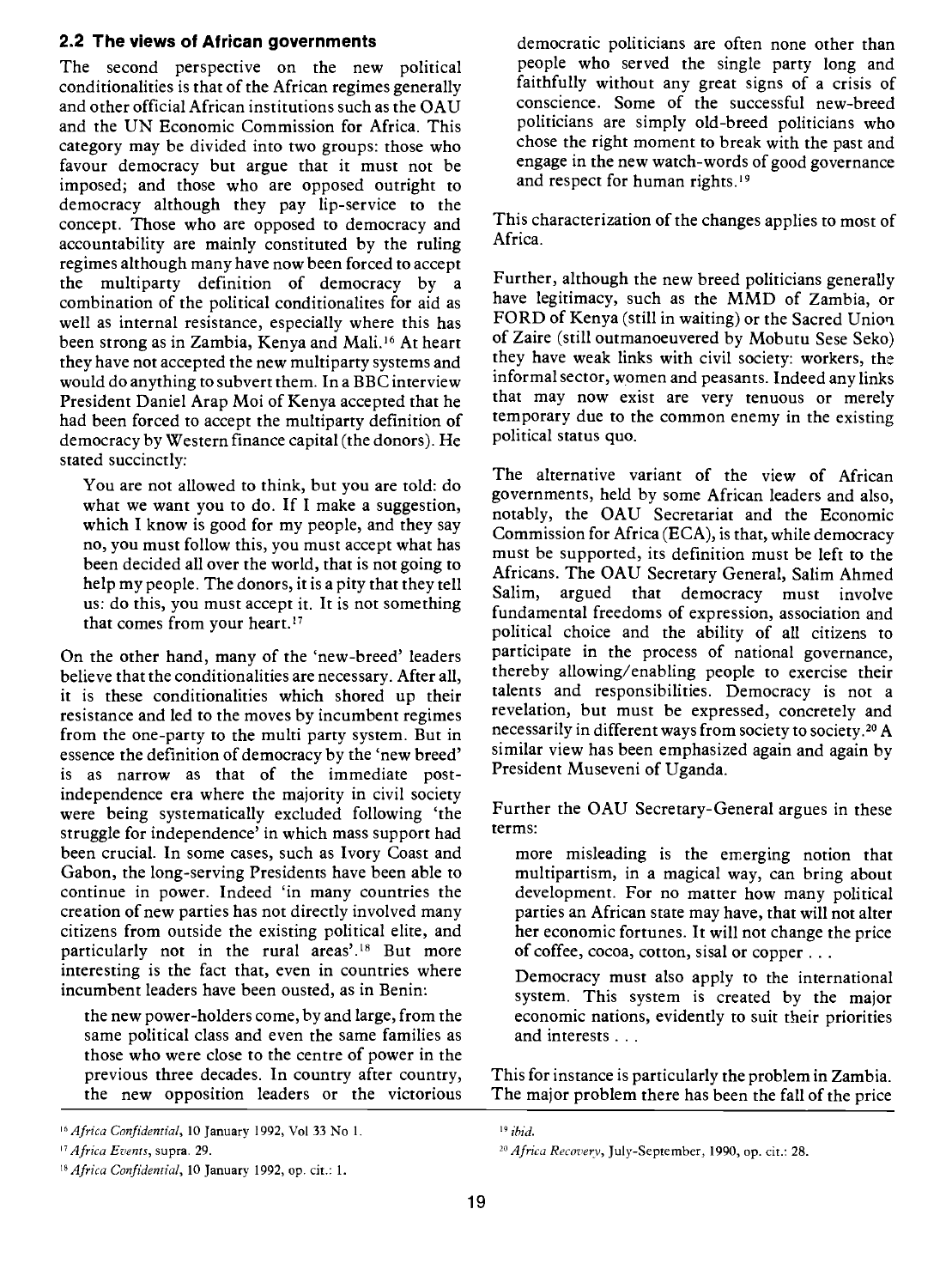## 2.2 The views of African governments

The second perspective on the new political conditionalities is that of the African regimes generally and other official African institutions such as the OAU and the UN Economic Commission for Africa. This category may be divided into two groups: those who favour democracy but argue that it must not be imposed; and those who are opposed outright to democracy although they pay lip-service to the concept. Those who are opposed to democracy and accountability are mainly constituted by the ruling regimes although many have now been forced to accept the multiparty definition of democracy by a combination of the political conditionalites for aid as well as internal resistance, especially where this has been strong as in Zambia, Kenya and Mali.[16] At heart they have not accepted the new multiparty systems and would do anything to subvert them. In a BBC interview President Daniel Arap Moi of Kenya accepted that he had been forced to accept the multiparty definition of democracy by Western finance capital (the donors). He stated succinctly:

> You are not allowed to think, but you are told: do what we want you to do. If I make a suggestion, which I know is good for my people, and they say no, you must follow this, you must accept what has been decided all over the world, that is not going to help my people. The donors, it is a pity that they tell us: do this, you must accept it. It is not something that comes from your heart.[17]

On the other hand, many of the 'new-breed' leaders believe that the conditionalities are necessary. After all, it is these conditionalities which shored up their resistance and led to the moves by incumbent regimes from the one-party to the multi party system. But in essence the definition of democracy by the 'new breed' is as narrow as that of the immediate post-independence era where the majority in civil society were being systematically excluded following 'the struggle for independence' in which mass support had been crucial. In some cases, such as Ivory Coast and Gabon, the long-serving Presidents have been able to continue in power. Indeed 'in many countries the creation of new parties has not directly involved many citizens from outside the existing political elite, and particularly not in the rural areas'.[18] But more interesting is the fact that, even in countries where incumbent leaders have been ousted, as in Benin:

> the new power-holders come, by and large, from the same political class and even the same families as those who were close to the centre of power in the previous three decades. In country after country, the new opposition leaders or the victorious democratic politicians are often none other than people who served the single party long and faithfully without any great signs of a crisis of conscience. Some of the successful new-breed politicians are simply old-breed politicians who chose the right moment to break with the past and engage in the new watch-words of good governance and respect for human rights.[19]

This characterization of the changes applies to most of Africa.

Further, although the new breed politicians generally have legitimacy, such as the MMD of Zambia, or FORD of Kenya (still in waiting) or the Sacred Union of Zaire (still outmanoeuvered by Mobutu Sese Seko) they have weak links with civil society: workers, the informal sector, women and peasants. Indeed any links that may now exist are very tenuous or merely temporary due to the common enemy in the existing political status quo.

The alternative variant of the view of African governments, held by some African leaders and also, notably, the OAU Secretariat and the Economic Commission for Africa (ECA), is that, while democracy must be supported, its definition must be left to the Africans. The OAU Secretary General, Salim Ahmed Salim, argued that democracy must involve fundamental freedoms of expression, association and political choice and the ability of all citizens to participate in the process of national governance, thereby allowing/enabling people to exercise their talents and responsibilities. Democracy is not a revelation, but must be expressed, concretely and necessarily in different ways from society to society.[20] A similar view has been emphasized again and again by President Museveni of Uganda.

Further the OAU Secretary-General argues in these terms:

> more misleading is the emerging notion that multipartism, in a magical way, can bring about development. For no matter how many political parties an African state may have, that will not alter her economic fortunes. It will not change the price of coffee, cocoa, cotton, sisal or copper . . .
>
> Democracy must also apply to the international system. This system is created by the major economic nations, evidently to suit their priorities and interests . . .

This for instance is particularly the problem in Zambia. The major problem there has been the fall of the price

---

[16] *Africa Confidential*, 10 January 1992, Vol 33 No 1.

[17] *Africa Events*, supra. 29.

[18] *Africa Confidential*, 10 January 1992, op. cit.: 1.

[19] *ibid.*

[20] *Africa Recovery*, July-September, 1990, op. cit.: 28.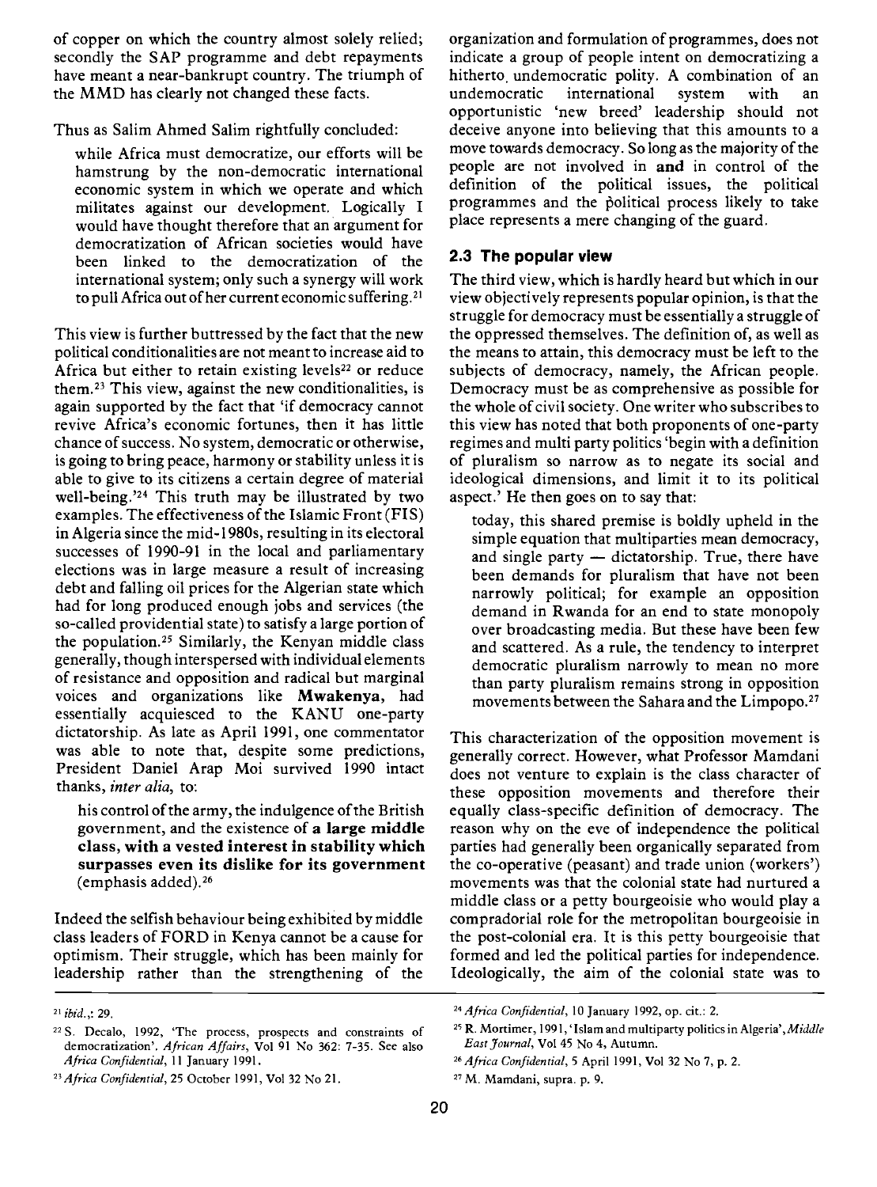of copper on which the country almost solely relied; secondly the SAP programme and debt repayments have meant a near-bankrupt country. The triumph of the MMD has clearly not changed these facts.

Thus as Salim Ahmed Salim rightfully concluded:

> while Africa must democratize, our efforts will be hamstrung by the non-democratic international economic system in which we operate and which militates against our development. Logically I would have thought therefore that an argument for democratization of African societies would have been linked to the democratization of the international system; only such a synergy will work to pull Africa out of her current economic suffering.[21]

This view is further buttressed by the fact that the new political conditionalities are not meant to increase aid to Africa but either to retain existing levels[22] or reduce them.[23] This view, against the new conditionalities, is again supported by the fact that 'if democracy cannot revive Africa's economic fortunes, then it has little chance of success. No system, democratic or otherwise, is going to bring peace, harmony or stability unless it is able to give to its citizens a certain degree of material well-being.'[24] This truth may be illustrated by two examples. The effectiveness of the Islamic Front (FIS) in Algeria since the mid-1980s, resulting in its electoral successes of 1990-91 in the local and parliamentary elections was in large measure a result of increasing debt and falling oil prices for the Algerian state which had for long produced enough jobs and services (the so-called providential state) to satisfy a large portion of the population.[25] Similarly, the Kenyan middle class generally, though interspersed with individual elements of resistance and opposition and radical but marginal voices and organizations like **Mwakenya**, had essentially acquiesced to the KANU one-party dictatorship. As late as April 1991, one commentator was able to note that, despite some predictions, President Daniel Arap Moi survived 1990 intact thanks, *inter alia*, to:

> his control of the army, the indulgence of the British government, and the existence of **a large middle class, with a vested interest in stability which surpasses even its dislike for its government** (emphasis added).[26]

Indeed the selfish behaviour being exhibited by middle class leaders of FORD in Kenya cannot be a cause for optimism. Their struggle, which has been mainly for leadership rather than the strengthening of the organization and formulation of programmes, does not indicate a group of people intent on democratizing a hitherto undemocratic polity. A combination of an undemocratic international system with an opportunistic 'new breed' leadership should not deceive anyone into believing that this amounts to a move towards democracy. So long as the majority of the people are not involved in **and** in control of the definition of the political issues, the political programmes and the political process likely to take place represents a mere changing of the guard.

## 2.3 The popular view

The third view, which is hardly heard but which in our view objectively represents popular opinion, is that the struggle for democracy must be essentially a struggle of the oppressed themselves. The definition of, as well as the means to attain, this democracy must be left to the subjects of democracy, namely, the African people. Democracy must be as comprehensive as possible for the whole of civil society. One writer who subscribes to this view has noted that both proponents of one-party regimes and multi party politics 'begin with a definition of pluralism so narrow as to negate its social and ideological dimensions, and limit it to its political aspect.' He then goes on to say that:

> today, this shared premise is boldly upheld in the simple equation that multiparties mean democracy, and single party — dictatorship. True, there have been demands for pluralism that have not been narrowly political; for example an opposition demand in Rwanda for an end to state monopoly over broadcasting media. But these have been few and scattered. As a rule, the tendency to interpret democratic pluralism narrowly to mean no more than party pluralism remains strong in opposition movements between the Sahara and the Limpopo.[27]

This characterization of the opposition movement is generally correct. However, what Professor Mamdani does not venture to explain is the class character of these opposition movements and therefore their equally class-specific definition of democracy. The reason why on the eve of independence the political parties had generally been organically separated from the co-operative (peasant) and trade union (workers') movements was that the colonial state had nurtured a middle class or a petty bourgeoisie who would play a compradorial role for the metropolitan bourgeoisie in the post-colonial era. It is this petty bourgeoisie that formed and led the political parties for independence. Ideologically, the aim of the colonial state was to

---

[21] *ibid.*,: 29.

[22] S. Decalo, 1992, 'The process, prospects and constraints of democratization'. *African Affairs*, Vol 91 No 362: 7-35. See also *Africa Confidential*, 11 January 1991.

[23] *Africa Confidential*, 25 October 1991, Vol 32 No 21.

[24] *Africa Confidential*, 10 January 1992, op. cit.: 2.

[25] R. Mortimer, 1991, 'Islam and multiparty politics in Algeria', *Middle East Journal*, Vol 45 No 4, Autumn.

[26] *Africa Confidential*, 5 April 1991, Vol 32 No 7, p. 2.

[27] M. Mamdani, supra. p. 9.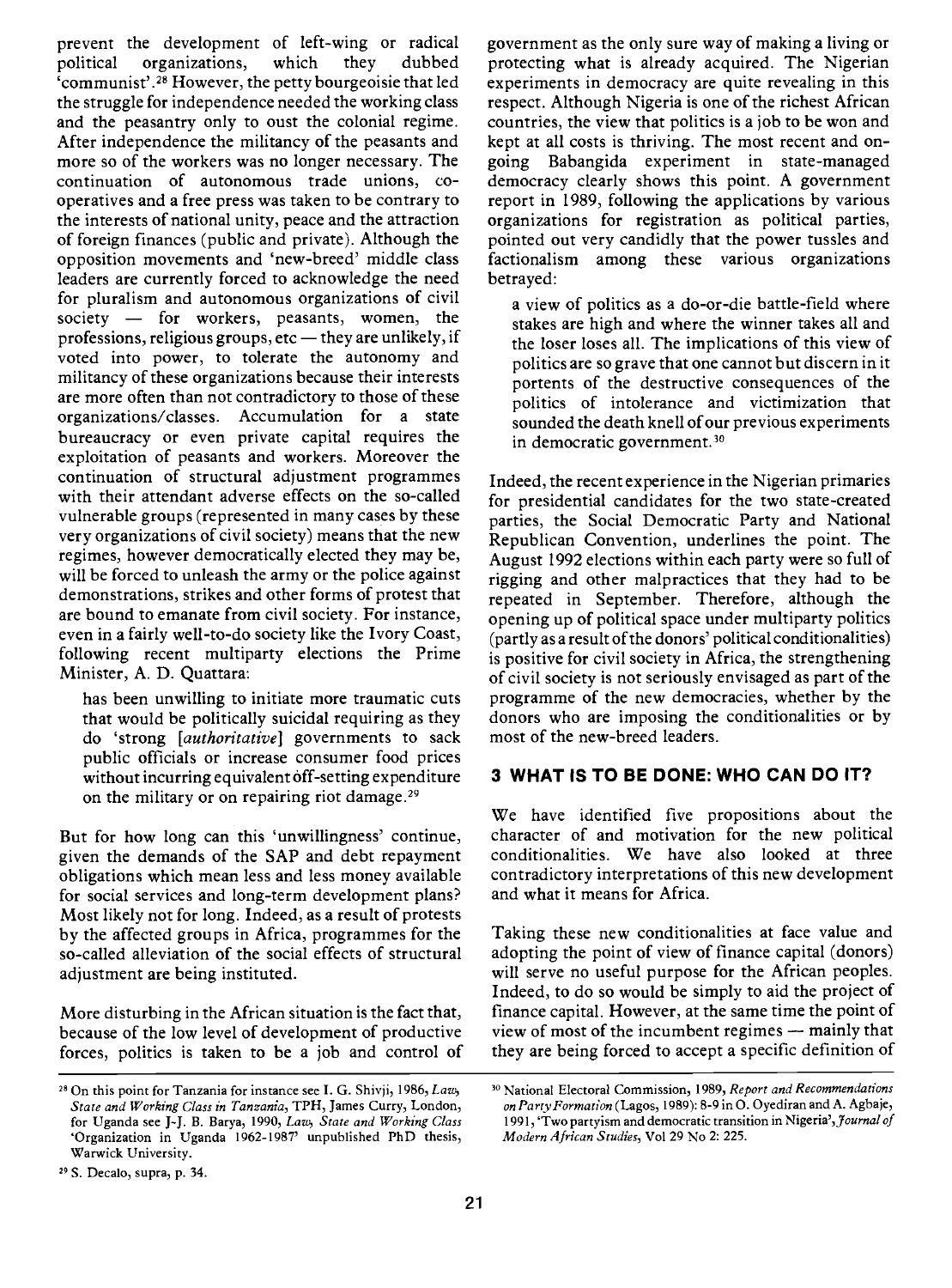prevent the development of left-wing or radical political organizations, which they dubbed 'communist'.[28] However, the petty bourgeoisie that led the struggle for independence needed the working class and the peasantry only to oust the colonial regime. After independence the militancy of the peasants and more so of the workers was no longer necessary. The continuation of autonomous trade unions, co-operatives and a free press was taken to be contrary to the interests of national unity, peace and the attraction of foreign finances (public and private). Although the opposition movements and 'new-breed' middle class leaders are currently forced to acknowledge the need for pluralism and autonomous organizations of civil society — for workers, peasants, women, the professions, religious groups, etc — they are unlikely, if voted into power, to tolerate the autonomy and militancy of these organizations because their interests are more often than not contradictory to those of these organizations/classes. Accumulation for a state bureaucracy or even private capital requires the exploitation of peasants and workers. Moreover the continuation of structural adjustment programmes with their attendant adverse effects on the so-called vulnerable groups (represented in many cases by these very organizations of civil society) means that the new regimes, however democratically elected they may be, will be forced to unleash the army or the police against demonstrations, strikes and other forms of protest that are bound to emanate from civil society. For instance, even in a fairly well-to-do society like the Ivory Coast, following recent multiparty elections the Prime Minister, A. D. Quattara:

> has been unwilling to initiate more traumatic cuts that would be politically suicidal requiring as they do 'strong [*authoritative*] governments to sack public officials or increase consumer food prices without incurring equivalent off-setting expenditure on the military or on repairing riot damage.[29]

But for how long can this 'unwillingness' continue, given the demands of the SAP and debt repayment obligations which mean less and less money available for social services and long-term development plans? Most likely not for long. Indeed, as a result of protests by the affected groups in Africa, programmes for the so-called alleviation of the social effects of structural adjustment are being instituted.

More disturbing in the African situation is the fact that, because of the low level of development of productive forces, politics is taken to be a job and control of government as the only sure way of making a living or protecting what is already acquired. The Nigerian experiments in democracy are quite revealing in this respect. Although Nigeria is one of the richest African countries, the view that politics is a job to be won and kept at all costs is thriving. The most recent and on-going Babangida experiment in state-managed democracy clearly shows this point. A government report in 1989, following the applications by various organizations for registration as political parties, pointed out very candidly that the power tussles and factionalism among these various organizations betrayed:

> a view of politics as a do-or-die battle-field where stakes are high and where the winner takes all and the loser loses all. The implications of this view of politics are so grave that one cannot but discern in it portents of the destructive consequences of the politics of intolerance and victimization that sounded the death knell of our previous experiments in democratic government.[30]

Indeed, the recent experience in the Nigerian primaries for presidential candidates for the two state-created parties, the Social Democratic Party and National Republican Convention, underlines the point. The August 1992 elections within each party were so full of rigging and other malpractices that they had to be repeated in September. Therefore, although the opening up of political space under multiparty politics (partly as a result of the donors' political conditionalities) is positive for civil society in Africa, the strengthening of civil society is not seriously envisaged as part of the programme of the new democracies, whether by the donors who are imposing the conditionalities or by most of the new-breed leaders.

## 3 WHAT IS TO BE DONE: WHO CAN DO IT?

We have identified five propositions about the character of and motivation for the new political conditionalities. We have also looked at three contradictory interpretations of this new development and what it means for Africa.

Taking these new conditionalities at face value and adopting the point of view of finance capital (donors) will serve no useful purpose for the African peoples. Indeed, to do so would be simply to aid the project of finance capital. However, at the same time the point of view of most of the incumbent regimes — mainly that they are being forced to accept a specific definition of

---

[28] On this point for Tanzania for instance see I. G. Shivji, 1986, *Law, State and Working Class in Tanzania*, TPH, James Curry, London, for Uganda see J-J. B. Barya, 1990, *Law, State and Working Class* 'Organization in Uganda 1962-1987' unpublished PhD thesis, Warwick University.

[29] S. Decalo, supra, p. 34.

[30] National Electoral Commission, 1989, *Report and Recommendations on Party Formation* (Lagos, 1989): 8-9 in O. Oyediran and A. Agbaje, 1991, 'Two partyism and democratic transition in Nigeria', *Journal of Modern African Studies*, Vol 29 No 2: 225.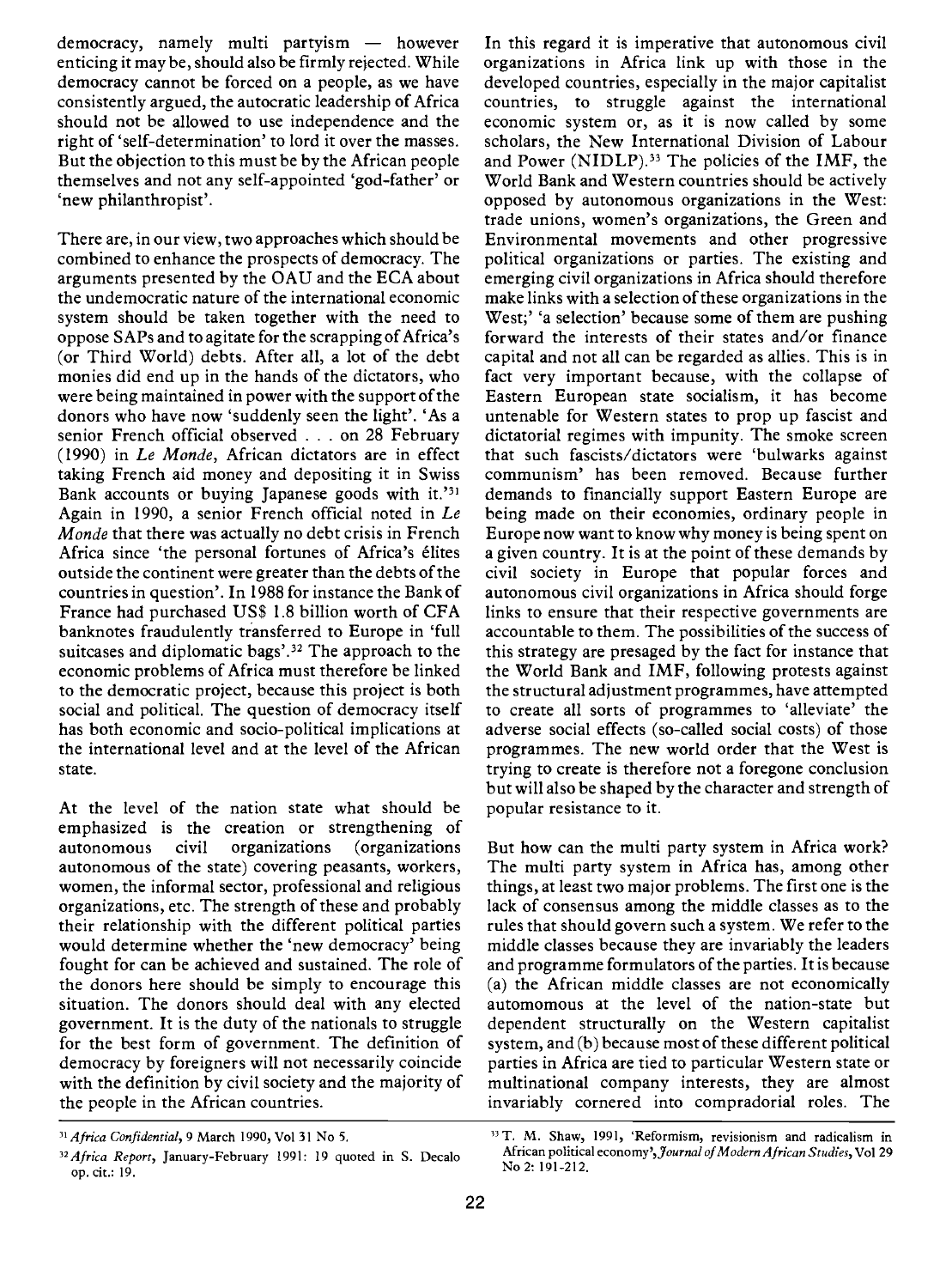democracy, namely multi partyism — however enticing it may be, should also be firmly rejected. While democracy cannot be forced on a people, as we have consistently argued, the autocratic leadership of Africa should not be allowed to use independence and the right of 'self-determination' to lord it over the masses. But the objection to this must be by the African people themselves and not any self-appointed 'god-father' or 'new philanthropist'.

There are, in our view, two approaches which should be combined to enhance the prospects of democracy. The arguments presented by the OAU and the ECA about the undemocratic nature of the international economic system should be taken together with the need to oppose SAPs and to agitate for the scrapping of Africa's (or Third World) debts. After all, a lot of the debt monies did end up in the hands of the dictators, who were being maintained in power with the support of the donors who have now 'suddenly seen the light'. 'As a senior French official observed . . . on 28 February (1990) in *Le Monde*, African dictators are in effect taking French aid money and depositing it in Swiss Bank accounts or buying Japanese goods with it.'[31] Again in 1990, a senior French official noted in *Le Monde* that there was actually no debt crisis in French Africa since 'the personal fortunes of Africa's élites outside the continent were greater than the debts of the countries in question'. In 1988 for instance the Bank of France had purchased US$ 1.8 billion worth of CFA banknotes fraudulently transferred to Europe in 'full suitcases and diplomatic bags'.[32] The approach to the economic problems of Africa must therefore be linked to the democratic project, because this project is both social and political. The question of democracy itself has both economic and socio-political implications at the international level and at the level of the African state.

At the level of the nation state what should be emphasized is the creation or strengthening of autonomous civil organizations (organizations autonomous of the state) covering peasants, workers, women, the informal sector, professional and religious organizations, etc. The strength of these and probably their relationship with the different political parties would determine whether the 'new democracy' being fought for can be achieved and sustained. The role of the donors here should be simply to encourage this situation. The donors should deal with any elected government. It is the duty of the nationals to struggle for the best form of government. The definition of democracy by foreigners will not necessarily coincide with the definition by civil society and the majority of the people in the African countries.

In this regard it is imperative that autonomous civil organizations in Africa link up with those in the developed countries, especially in the major capitalist countries, to struggle against the international economic system or, as it is now called by some scholars, the New International Division of Labour and Power (NIDLP).[33] The policies of the IMF, the World Bank and Western countries should be actively opposed by autonomous organizations in the West: trade unions, women's organizations, the Green and Environmental movements and other progressive political organizations or parties. The existing and emerging civil organizations in Africa should therefore make links with a selection of these organizations in the West;' 'a selection' because some of them are pushing forward the interests of their states and/or finance capital and not all can be regarded as allies. This is in fact very important because, with the collapse of Eastern European state socialism, it has become untenable for Western states to prop up fascist and dictatorial regimes with impunity. The smoke screen that such fascists/dictators were 'bulwarks against communism' has been removed. Because further demands to financially support Eastern Europe are being made on their economies, ordinary people in Europe now want to know why money is being spent on a given country. It is at the point of these demands by civil society in Europe that popular forces and autonomous civil organizations in Africa should forge links to ensure that their respective governments are accountable to them. The possibilities of the success of this strategy are presaged by the fact for instance that the World Bank and IMF, following protests against the structural adjustment programmes, have attempted to create all sorts of programmes to 'alleviate' the adverse social effects (so-called social costs) of those programmes. The new world order that the West is trying to create is therefore not a foregone conclusion but will also be shaped by the character and strength of popular resistance to it.

But how can the multi party system in Africa work? The multi party system in Africa has, among other things, at least two major problems. The first one is the lack of consensus among the middle classes as to the rules that should govern such a system. We refer to the middle classes because they are invariably the leaders and programme formulators of the parties. It is because (a) the African middle classes are not economically automomous at the level of the nation-state but dependent structurally on the Western capitalist system, and (b) because most of these different political parties in Africa are tied to particular Western state or multinational company interests, they are almost invariably cornered into compradorial roles. The

---

[31] *Africa Confidential*, 9 March 1990, Vol 31 No 5.

[32] *Africa Report*, January-February 1991: 19 quoted in S. Decalo op. cit.: 19.

[33] T. M. Shaw, 1991, 'Reformism, revisionism and radicalism in African political economy', *Journal of Modern African Studies*, Vol 29 No 2: 191-212.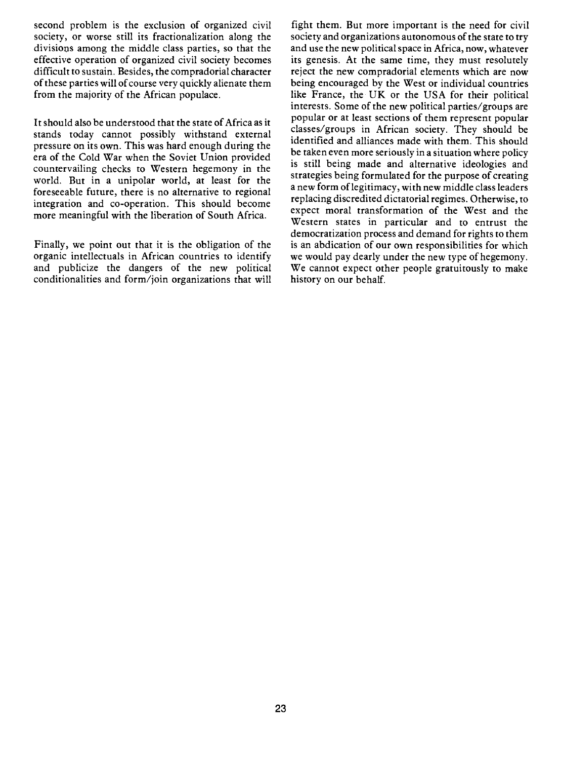second problem is the exclusion of organized civil society, or worse still its fractionalization along the divisions among the middle class parties, so that the effective operation of organized civil society becomes difficult to sustain. Besides, the compradorial character of these parties will of course very quickly alienate them from the majority of the African populace.

It should also be understood that the state of Africa as it stands today cannot possibly withstand external pressure on its own. This was hard enough during the era of the Cold War when the Soviet Union provided countervailing checks to Western hegemony in the world. But in a unipolar world, at least for the foreseeable future, there is no alternative to regional integration and co-operation. This should become more meaningful with the liberation of South Africa.

Finally, we point out that it is the obligation of the organic intellectuals in African countries to identify and publicize the dangers of the new political conditionalities and form/join organizations that will fight them. But more important is the need for civil society and organizations autonomous of the state to try and use the new political space in Africa, now, whatever its genesis. At the same time, they must resolutely reject the new compradorial elements which are now being encouraged by the West or individual countries like France, the UK or the USA for their political interests. Some of the new political parties/groups are popular or at least sections of them represent popular classes/groups in African society. They should be identified and alliances made with them. This should be taken even more seriously in a situation where policy is still being made and alternative ideologies and strategies being formulated for the purpose of creating a new form of legitimacy, with new middle class leaders replacing discredited dictatorial regimes. Otherwise, to expect moral transformation of the West and the Western states in particular and to entrust the democratization process and demand for rights to them is an abdication of our own responsibilities for which we would pay dearly under the new type of hegemony. We cannot expect other people gratuitously to make history on our behalf.